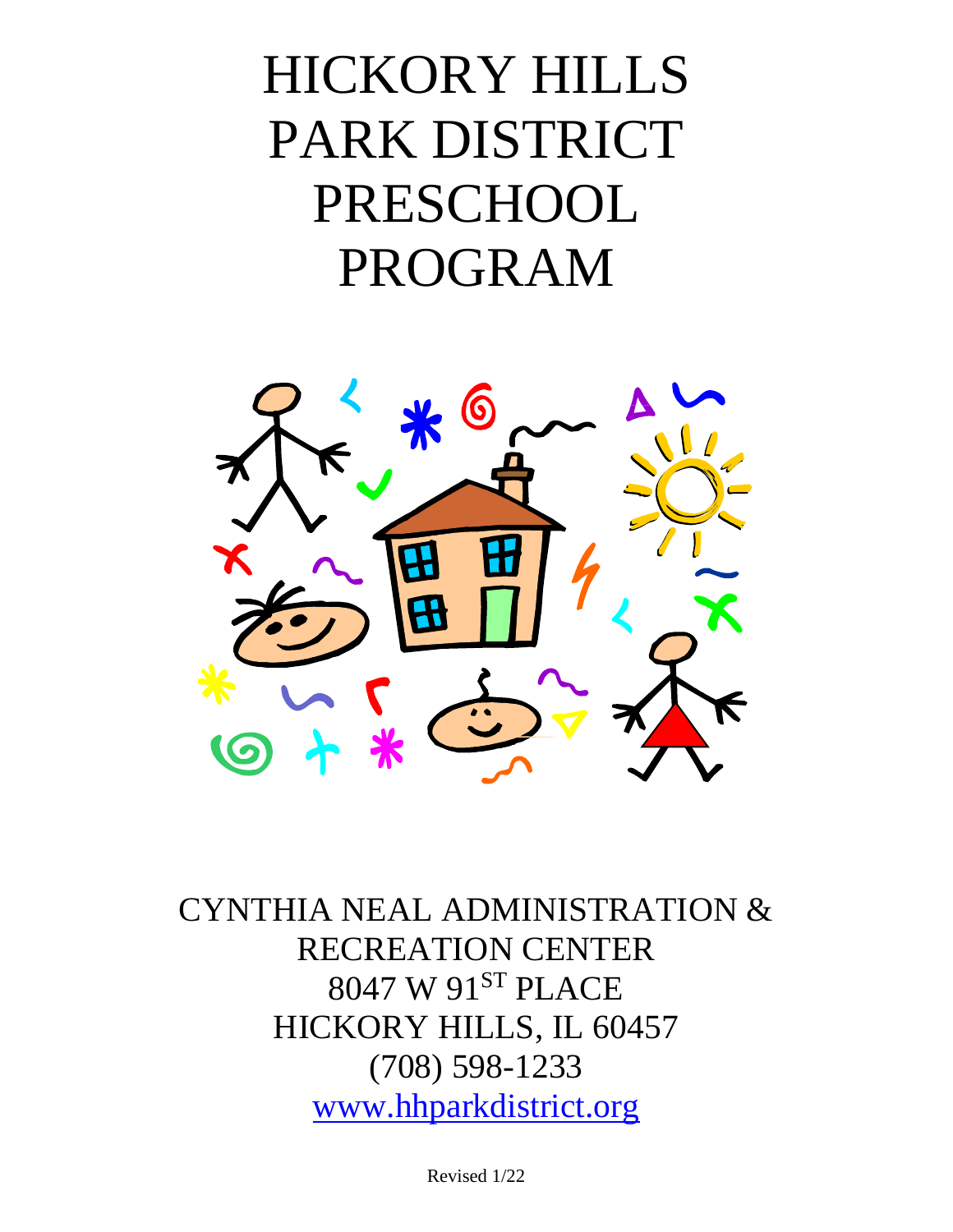# HICKORY HILLS PARK DISTRICT PRESCHOOL PROGRAM

CYNTHIA NEAL ADMINISTRATION & RECREATION CENTER
8047 W 91ST PLACE
HICKORY HILLS, IL 60457
(708) 598-1233
www.hhparkdistrict.org

Revised 1/22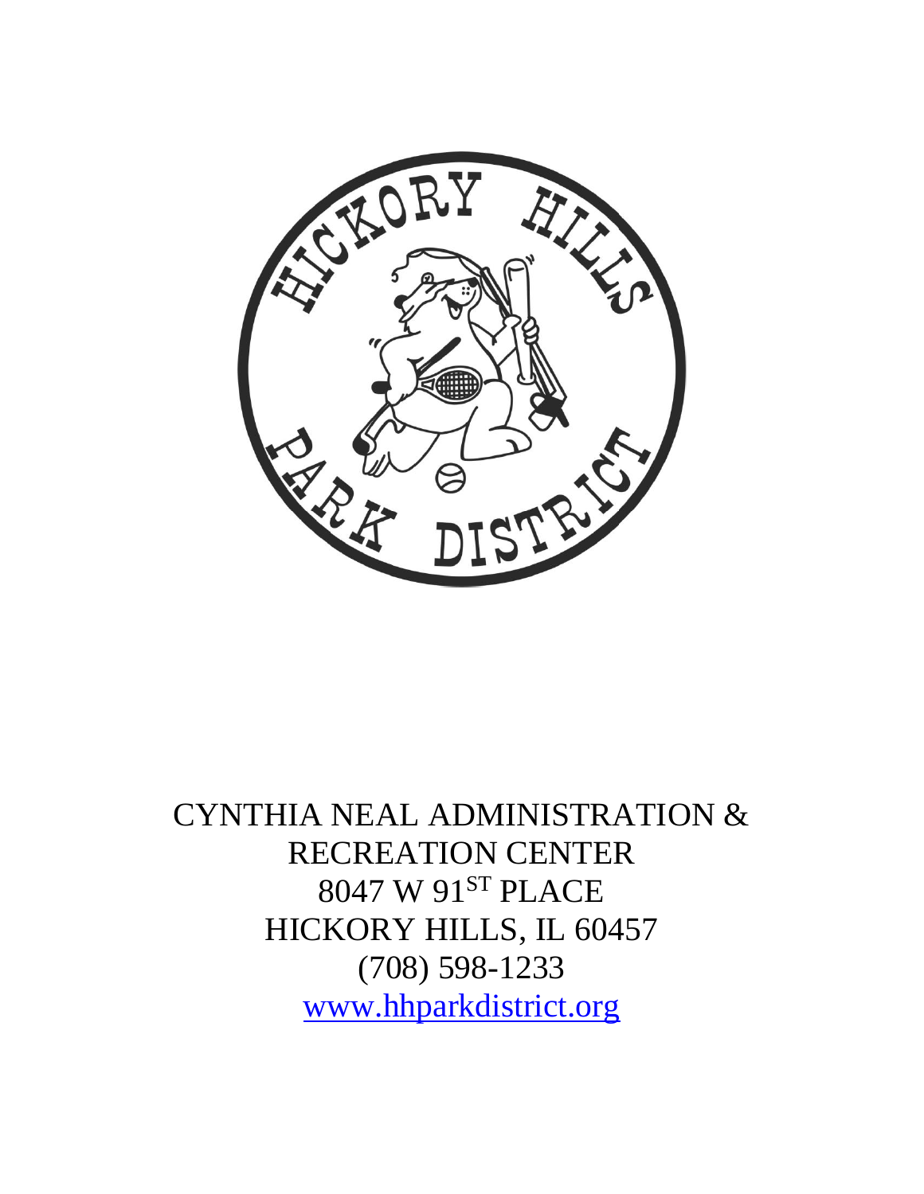CYNTHIA NEAL ADMINISTRATION &
RECREATION CENTER
8047 W 91ST PLACE
HICKORY HILLS, IL 60457
(708) 598-1233
www.hhparkdistrict.org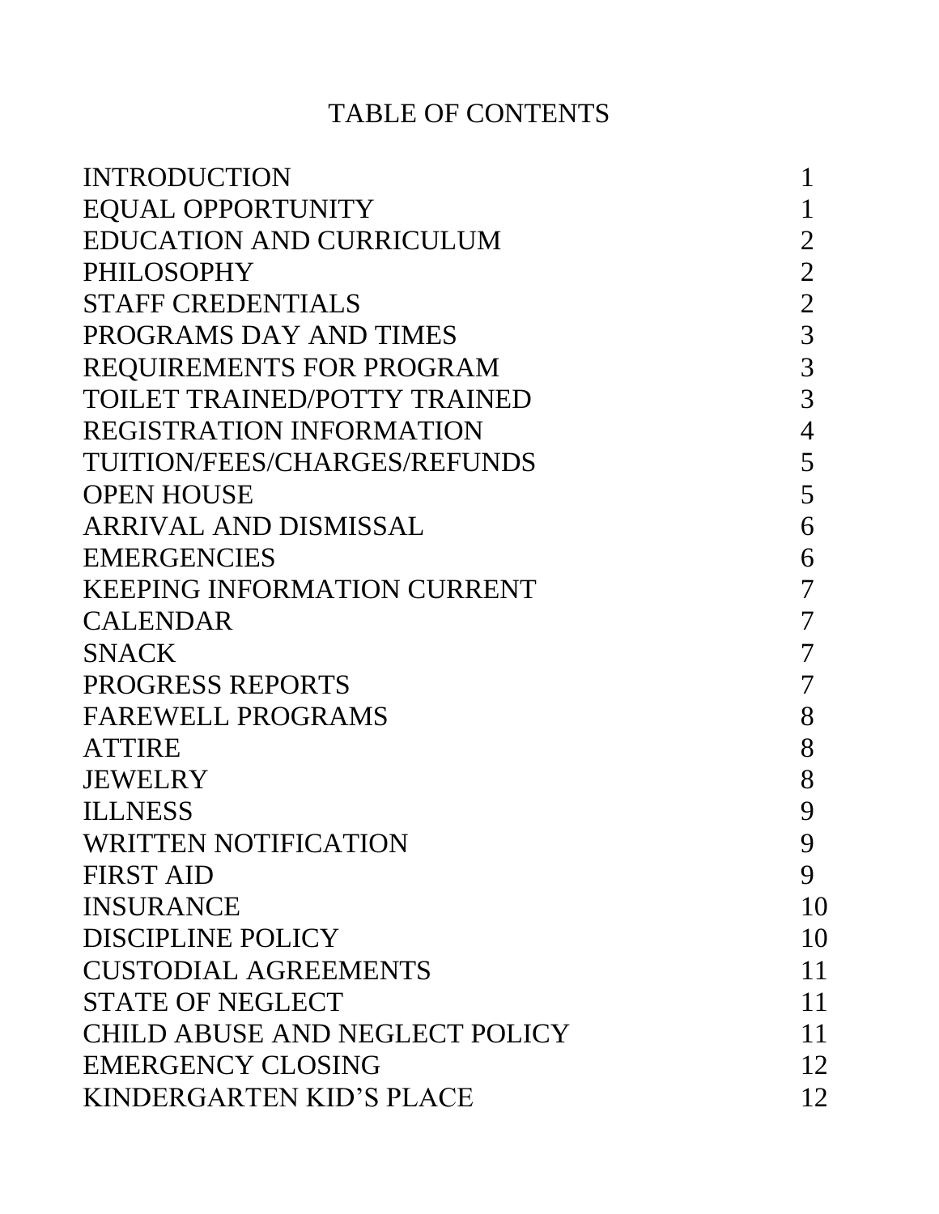# TABLE OF CONTENTS

| | |
|---|---|
| INTRODUCTION | 1 |
| EQUAL OPPORTUNITY | 1 |
| EDUCATION AND CURRICULUM | 2 |
| PHILOSOPHY | 2 |
| STAFF CREDENTIALS | 2 |
| PROGRAMS DAY AND TIMES | 3 |
| REQUIREMENTS FOR PROGRAM | 3 |
| TOILET TRAINED/POTTY TRAINED | 3 |
| REGISTRATION INFORMATION | 4 |
| TUITION/FEES/CHARGES/REFUNDS | 5 |
| OPEN HOUSE | 5 |
| ARRIVAL AND DISMISSAL | 6 |
| EMERGENCIES | 6 |
| KEEPING INFORMATION CURRENT | 7 |
| CALENDAR | 7 |
| SNACK | 7 |
| PROGRESS REPORTS | 7 |
| FAREWELL PROGRAMS | 8 |
| ATTIRE | 8 |
| JEWELRY | 8 |
| ILLNESS | 9 |
| WRITTEN NOTIFICATION | 9 |
| FIRST AID | 9 |
| INSURANCE | 10 |
| DISCIPLINE POLICY | 10 |
| CUSTODIAL AGREEMENTS | 11 |
| STATE OF NEGLECT | 11 |
| CHILD ABUSE AND NEGLECT POLICY | 11 |
| EMERGENCY CLOSING | 12 |
| KINDERGARTEN KID'S PLACE | 12 |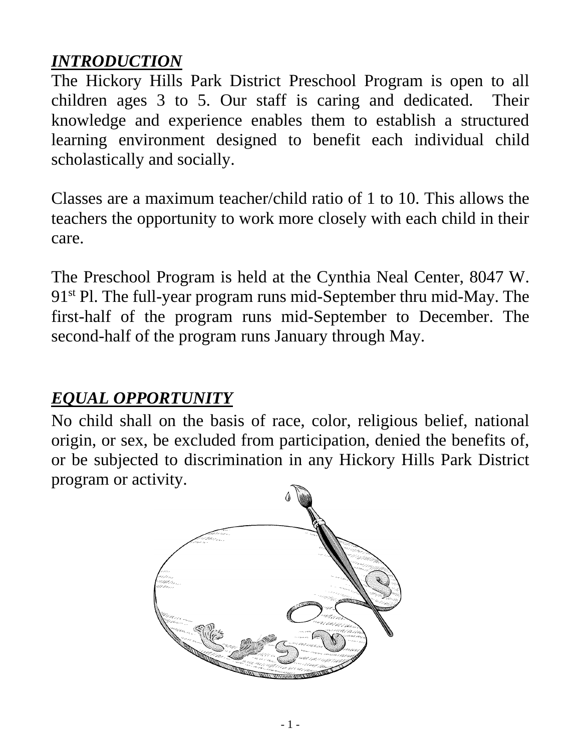## ***INTRODUCTION***

The Hickory Hills Park District Preschool Program is open to all children ages 3 to 5. Our staff is caring and dedicated. Their knowledge and experience enables them to establish a structured learning environment designed to benefit each individual child scholastically and socially.

Classes are a maximum teacher/child ratio of 1 to 10. This allows the teachers the opportunity to work more closely with each child in their care.

The Preschool Program is held at the Cynthia Neal Center, 8047 W. 91st Pl. The full-year program runs mid-September thru mid-May. The first-half of the program runs mid-September to December. The second-half of the program runs January through May.

## ***EQUAL OPPORTUNITY***

No child shall on the basis of race, color, religious belief, national origin, or sex, be excluded from participation, denied the benefits of, or be subjected to discrimination in any Hickory Hills Park District program or activity.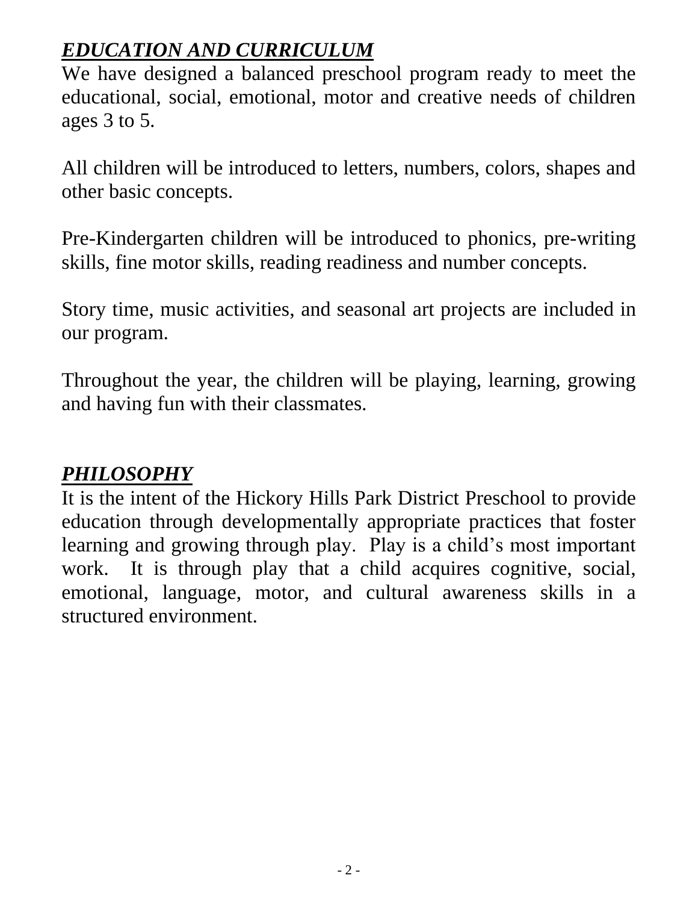## ***EDUCATION AND CURRICULUM***

We have designed a balanced preschool program ready to meet the educational, social, emotional, motor and creative needs of children ages 3 to 5.

All children will be introduced to letters, numbers, colors, shapes and other basic concepts.

Pre-Kindergarten children will be introduced to phonics, pre-writing skills, fine motor skills, reading readiness and number concepts.

Story time, music activities, and seasonal art projects are included in our program.

Throughout the year, the children will be playing, learning, growing and having fun with their classmates.

## ***PHILOSOPHY***

It is the intent of the Hickory Hills Park District Preschool to provide education through developmentally appropriate practices that foster learning and growing through play. Play is a child's most important work. It is through play that a child acquires cognitive, social, emotional, language, motor, and cultural awareness skills in a structured environment.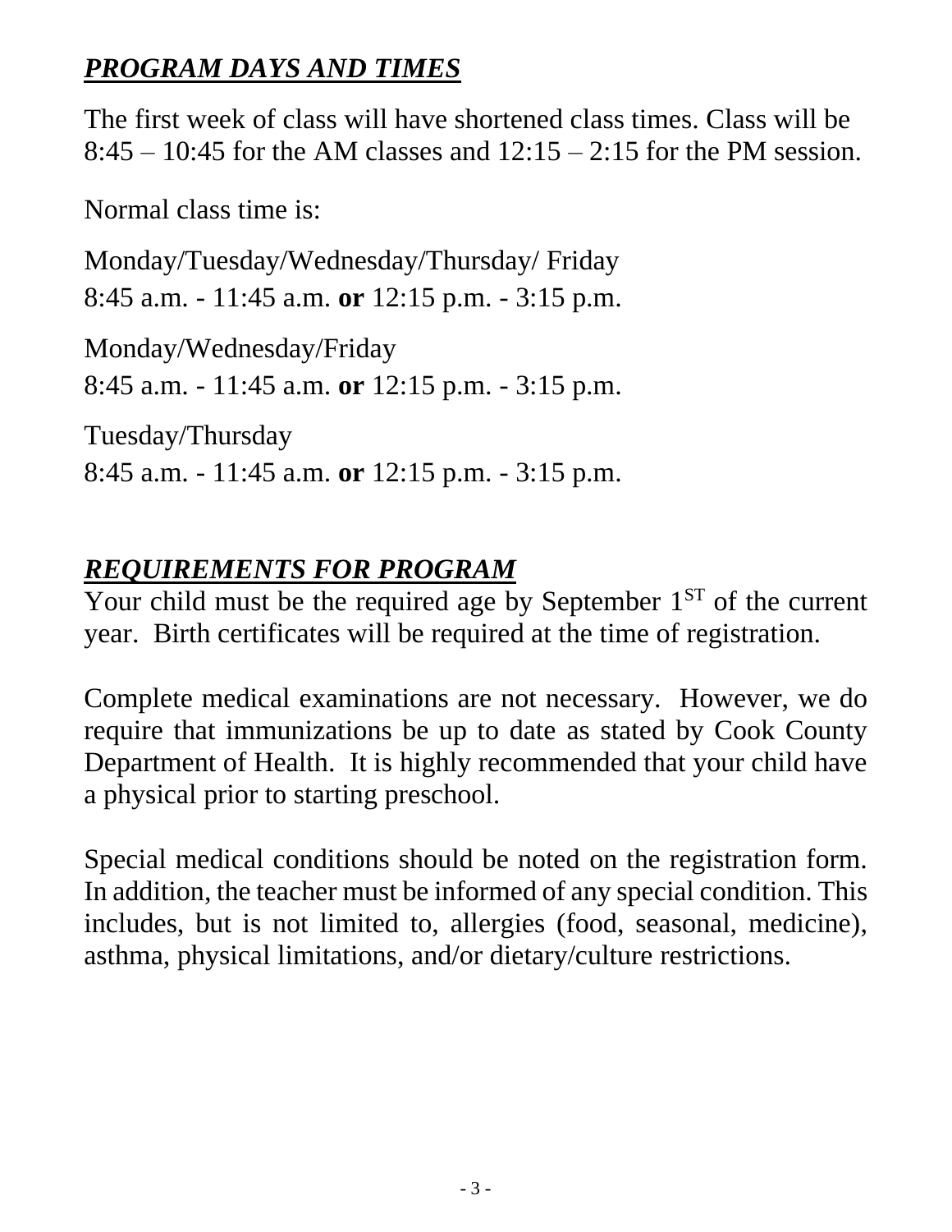## ***PROGRAM DAYS AND TIMES***

The first week of class will have shortened class times. Class will be 8:45 – 10:45 for the AM classes and 12:15 – 2:15 for the PM session.

Normal class time is:

Monday/Tuesday/Wednesday/Thursday/ Friday
8:45 a.m. - 11:45 a.m. **or** 12:15 p.m. - 3:15 p.m.

Monday/Wednesday/Friday
8:45 a.m. - 11:45 a.m. **or** 12:15 p.m. - 3:15 p.m.

Tuesday/Thursday
8:45 a.m. - 11:45 a.m. **or** 12:15 p.m. - 3:15 p.m.

## ***REQUIREMENTS FOR PROGRAM***

Your child must be the required age by September 1ST of the current year. Birth certificates will be required at the time of registration.

Complete medical examinations are not necessary. However, we do require that immunizations be up to date as stated by Cook County Department of Health. It is highly recommended that your child have a physical prior to starting preschool.

Special medical conditions should be noted on the registration form. In addition, the teacher must be informed of any special condition. This includes, but is not limited to, allergies (food, seasonal, medicine), asthma, physical limitations, and/or dietary/culture restrictions.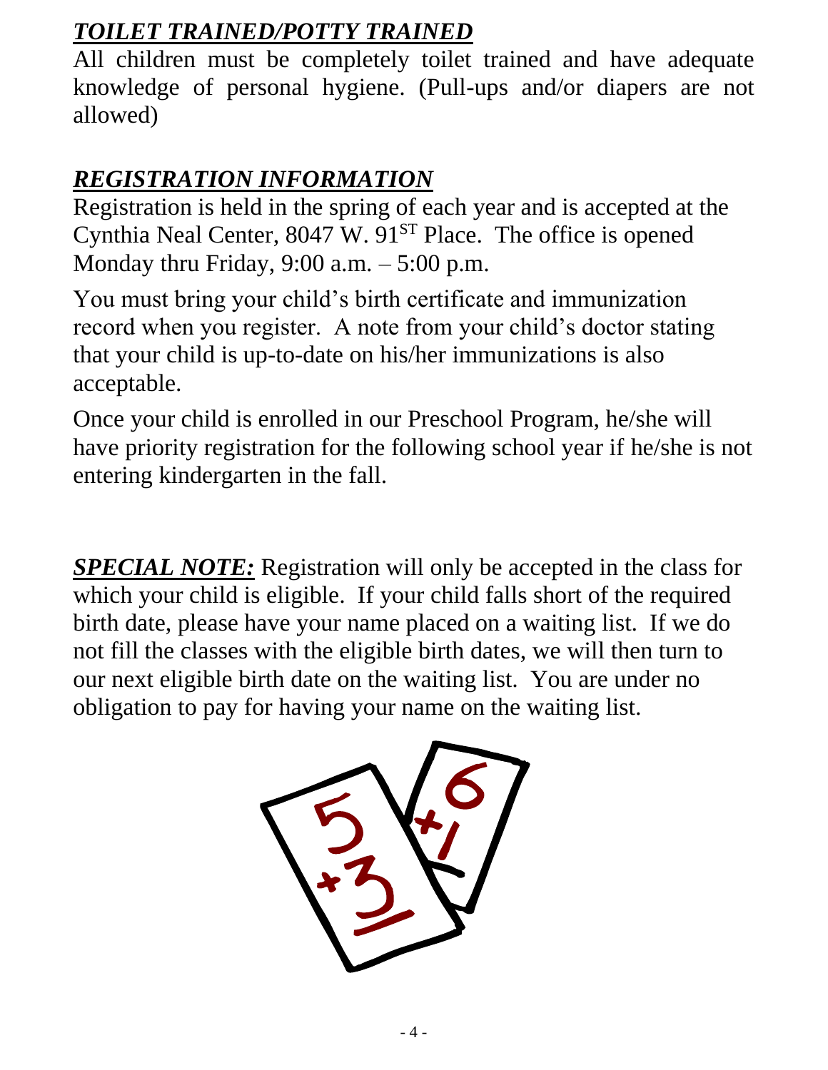## ***TOILET TRAINED/POTTY TRAINED***

All children must be completely toilet trained and have adequate knowledge of personal hygiene. (Pull-ups and/or diapers are not allowed)

## ***REGISTRATION INFORMATION***

Registration is held in the spring of each year and is accepted at the Cynthia Neal Center, 8047 W. 91ST Place. The office is opened Monday thru Friday, 9:00 a.m. – 5:00 p.m.

You must bring your child's birth certificate and immunization record when you register. A note from your child's doctor stating that your child is up-to-date on his/her immunizations is also acceptable.

Once your child is enrolled in our Preschool Program, he/she will have priority registration for the following school year if he/she is not entering kindergarten in the fall.

***SPECIAL NOTE:*** Registration will only be accepted in the class for which your child is eligible. If your child falls short of the required birth date, please have your name placed on a waiting list. If we do not fill the classes with the eligible birth dates, we will then turn to our next eligible birth date on the waiting list. You are under no obligation to pay for having your name on the waiting list.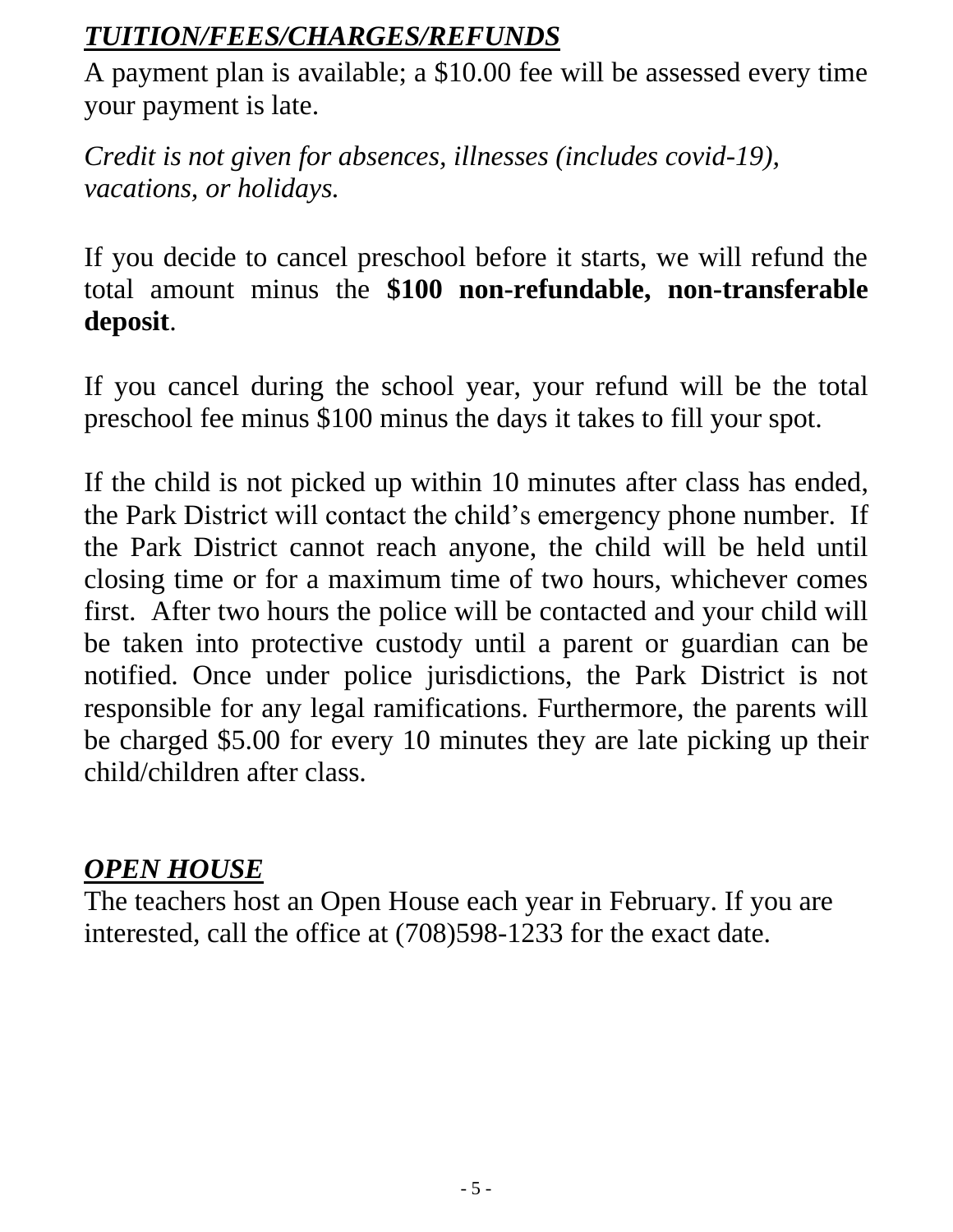## ***TUITION/FEES/CHARGES/REFUNDS***

A payment plan is available; a $10.00 fee will be assessed every time your payment is late.

*Credit is not given for absences, illnesses (includes covid-19), vacations, or holidays.*

If you decide to cancel preschool before it starts, we will refund the total amount minus the **$100 non-refundable, non-transferable deposit**.

If you cancel during the school year, your refund will be the total preschool fee minus $100 minus the days it takes to fill your spot.

If the child is not picked up within 10 minutes after class has ended, the Park District will contact the child's emergency phone number. If the Park District cannot reach anyone, the child will be held until closing time or for a maximum time of two hours, whichever comes first. After two hours the police will be contacted and your child will be taken into protective custody until a parent or guardian can be notified. Once under police jurisdictions, the Park District is not responsible for any legal ramifications. Furthermore, the parents will be charged $5.00 for every 10 minutes they are late picking up their child/children after class.

## ***OPEN HOUSE***

The teachers host an Open House each year in February. If you are interested, call the office at (708)598-1233 for the exact date.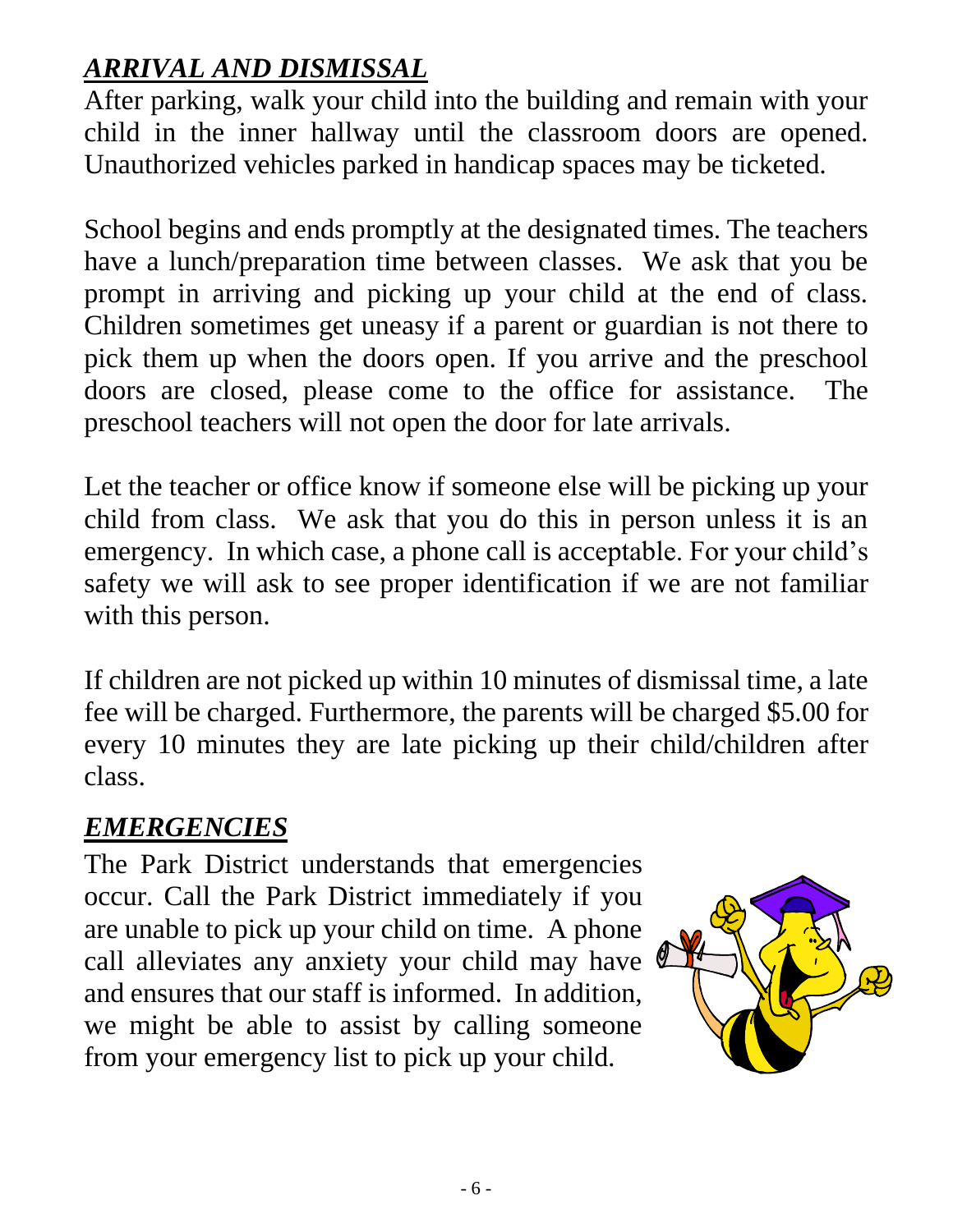## *ARRIVAL AND DISMISSAL*

After parking, walk your child into the building and remain with your child in the inner hallway until the classroom doors are opened. Unauthorized vehicles parked in handicap spaces may be ticketed.

School begins and ends promptly at the designated times. The teachers have a lunch/preparation time between classes. We ask that you be prompt in arriving and picking up your child at the end of class. Children sometimes get uneasy if a parent or guardian is not there to pick them up when the doors open. If you arrive and the preschool doors are closed, please come to the office for assistance. The preschool teachers will not open the door for late arrivals.

Let the teacher or office know if someone else will be picking up your child from class. We ask that you do this in person unless it is an emergency. In which case, a phone call is acceptable. For your child's safety we will ask to see proper identification if we are not familiar with this person.

If children are not picked up within 10 minutes of dismissal time, a late fee will be charged. Furthermore, the parents will be charged $5.00 for every 10 minutes they are late picking up their child/children after class.

## *EMERGENCIES*

The Park District understands that emergencies occur. Call the Park District immediately if you are unable to pick up your child on time. A phone call alleviates any anxiety your child may have and ensures that our staff is informed. In addition, we might be able to assist by calling someone from your emergency list to pick up your child.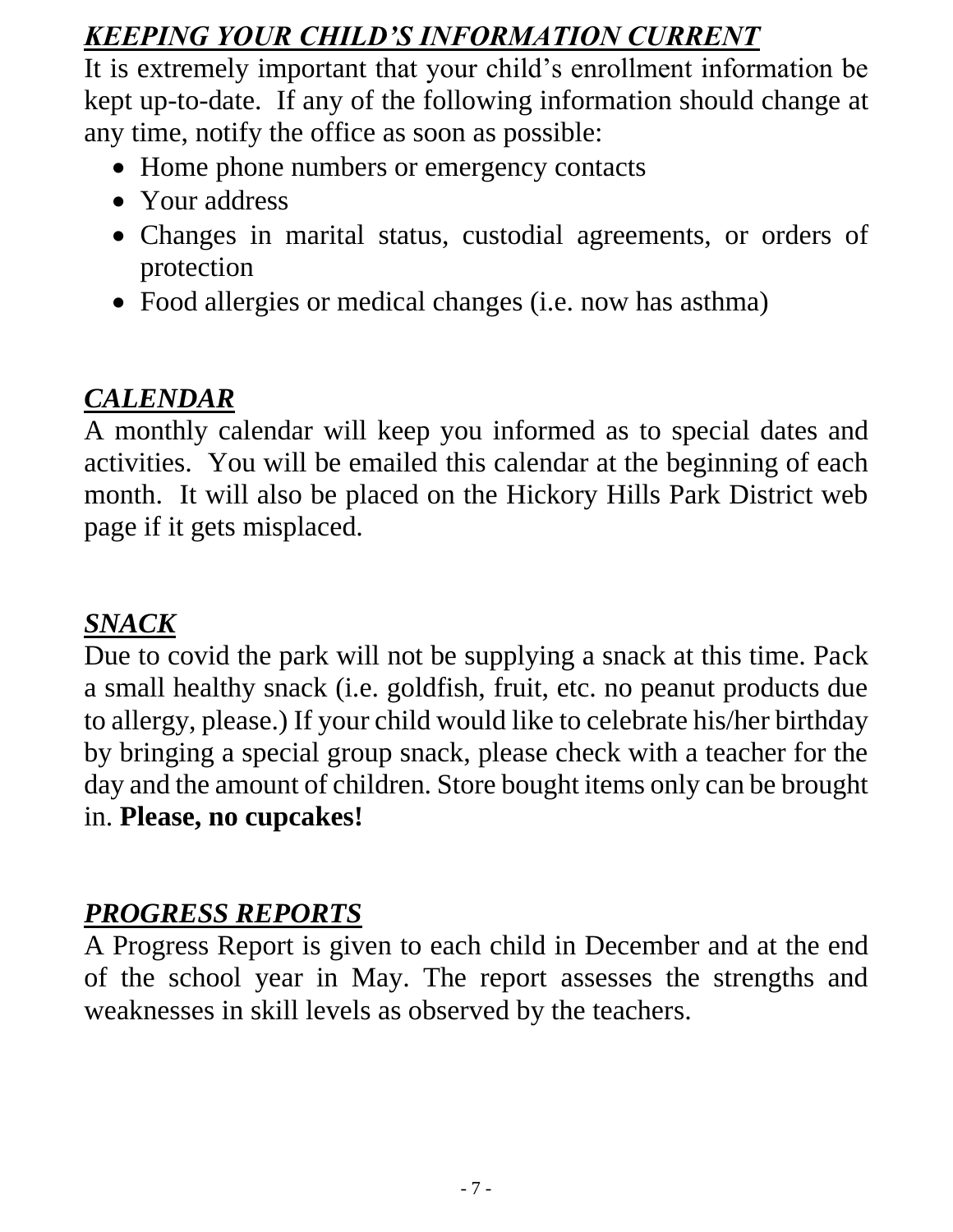## ***KEEPING YOUR CHILD'S INFORMATION CURRENT***

It is extremely important that your child's enrollment information be kept up-to-date. If any of the following information should change at any time, notify the office as soon as possible:

- Home phone numbers or emergency contacts
- Your address
- Changes in marital status, custodial agreements, or orders of protection
- Food allergies or medical changes (i.e. now has asthma)

## ***CALENDAR***

A monthly calendar will keep you informed as to special dates and activities. You will be emailed this calendar at the beginning of each month. It will also be placed on the Hickory Hills Park District web page if it gets misplaced.

## ***SNACK***

Due to covid the park will not be supplying a snack at this time. Pack a small healthy snack (i.e. goldfish, fruit, etc. no peanut products due to allergy, please.) If your child would like to celebrate his/her birthday by bringing a special group snack, please check with a teacher for the day and the amount of children. Store bought items only can be brought in. **Please, no cupcakes!**

## ***PROGRESS REPORTS***

A Progress Report is given to each child in December and at the end of the school year in May. The report assesses the strengths and weaknesses in skill levels as observed by the teachers.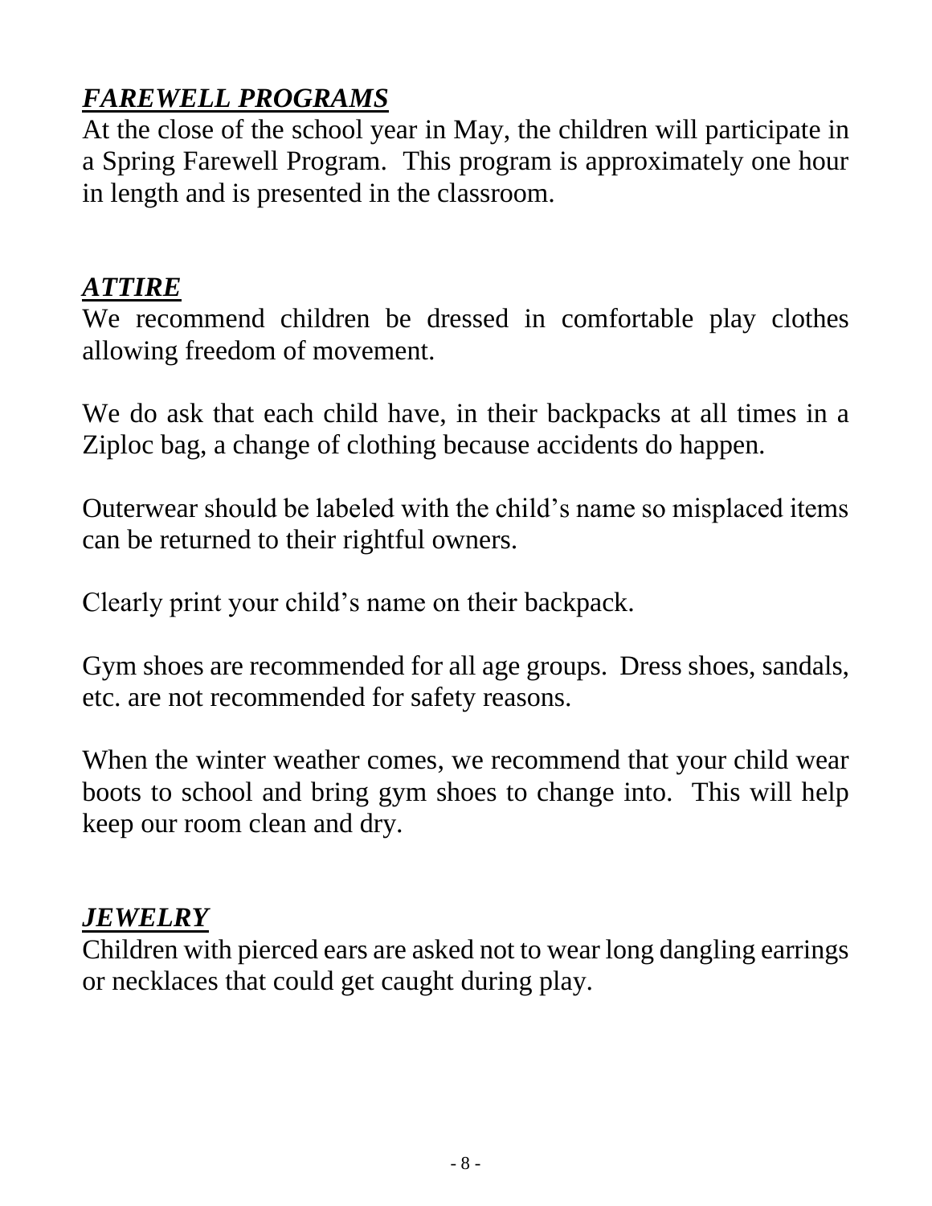## ***FAREWELL PROGRAMS***

At the close of the school year in May, the children will participate in a Spring Farewell Program. This program is approximately one hour in length and is presented in the classroom.

## ***ATTIRE***

We recommend children be dressed in comfortable play clothes allowing freedom of movement.

We do ask that each child have, in their backpacks at all times in a Ziploc bag, a change of clothing because accidents do happen.

Outerwear should be labeled with the child's name so misplaced items can be returned to their rightful owners.

Clearly print your child's name on their backpack.

Gym shoes are recommended for all age groups. Dress shoes, sandals, etc. are not recommended for safety reasons.

When the winter weather comes, we recommend that your child wear boots to school and bring gym shoes to change into. This will help keep our room clean and dry.

## ***JEWELRY***

Children with pierced ears are asked not to wear long dangling earrings or necklaces that could get caught during play.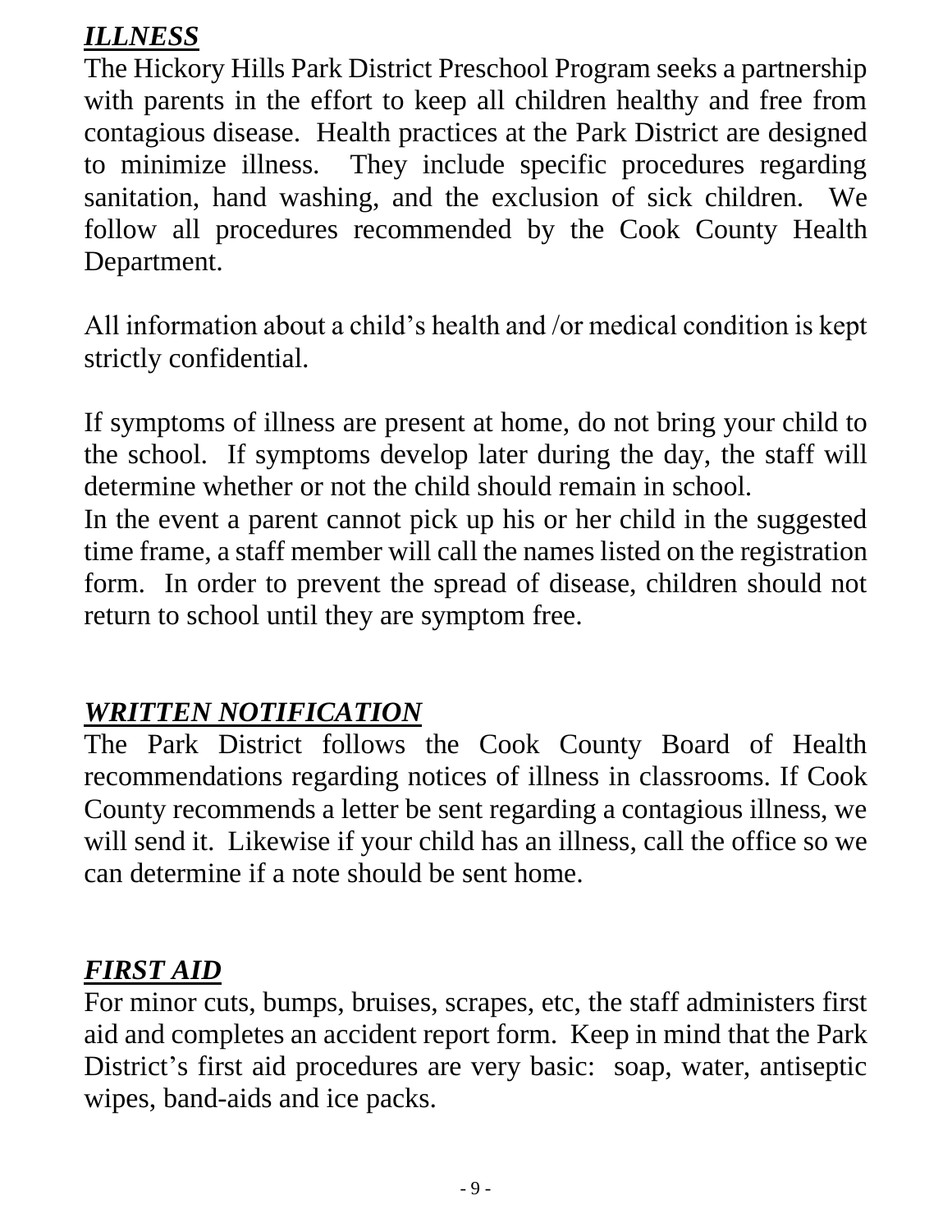## *ILLNESS*

The Hickory Hills Park District Preschool Program seeks a partnership with parents in the effort to keep all children healthy and free from contagious disease. Health practices at the Park District are designed to minimize illness. They include specific procedures regarding sanitation, hand washing, and the exclusion of sick children. We follow all procedures recommended by the Cook County Health Department.

All information about a child's health and /or medical condition is kept strictly confidential.

If symptoms of illness are present at home, do not bring your child to the school. If symptoms develop later during the day, the staff will determine whether or not the child should remain in school.
In the event a parent cannot pick up his or her child in the suggested time frame, a staff member will call the names listed on the registration form. In order to prevent the spread of disease, children should not return to school until they are symptom free.

## *WRITTEN NOTIFICATION*

The Park District follows the Cook County Board of Health recommendations regarding notices of illness in classrooms. If Cook County recommends a letter be sent regarding a contagious illness, we will send it. Likewise if your child has an illness, call the office so we can determine if a note should be sent home.

## *FIRST AID*

For minor cuts, bumps, bruises, scrapes, etc, the staff administers first aid and completes an accident report form. Keep in mind that the Park District's first aid procedures are very basic: soap, water, antiseptic wipes, band-aids and ice packs.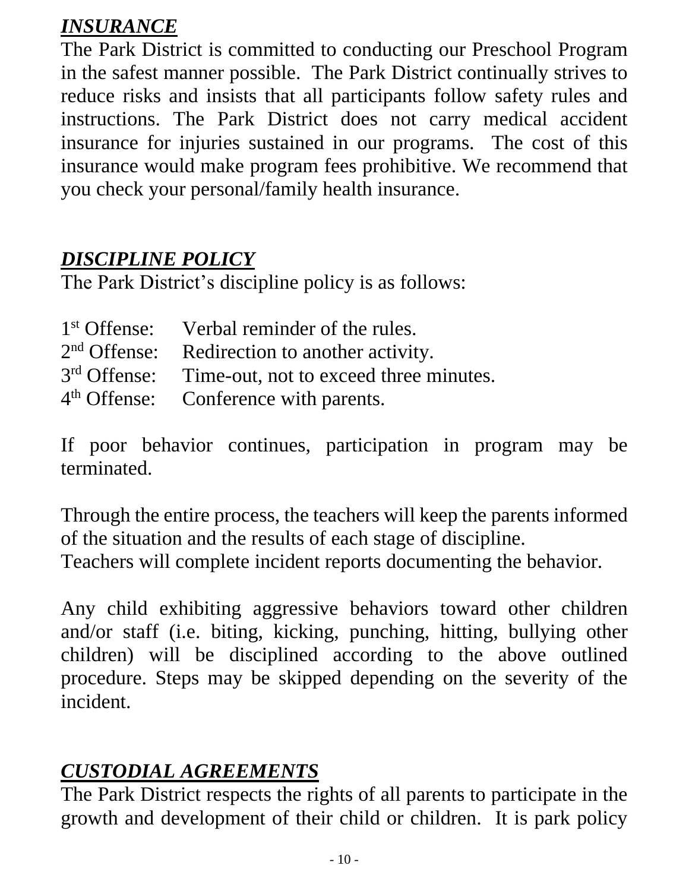## ***INSURANCE***

The Park District is committed to conducting our Preschool Program in the safest manner possible. The Park District continually strives to reduce risks and insists that all participants follow safety rules and instructions. The Park District does not carry medical accident insurance for injuries sustained in our programs. The cost of this insurance would make program fees prohibitive. We recommend that you check your personal/family health insurance.

## ***DISCIPLINE POLICY***

The Park District's discipline policy is as follows:

1st Offense: Verbal reminder of the rules.
2nd Offense: Redirection to another activity.
3rd Offense: Time-out, not to exceed three minutes.
4th Offense: Conference with parents.

If poor behavior continues, participation in program may be terminated.

Through the entire process, the teachers will keep the parents informed of the situation and the results of each stage of discipline.
Teachers will complete incident reports documenting the behavior.

Any child exhibiting aggressive behaviors toward other children and/or staff (i.e. biting, kicking, punching, hitting, bullying other children) will be disciplined according to the above outlined procedure. Steps may be skipped depending on the severity of the incident.

## ***CUSTODIAL AGREEMENTS***

The Park District respects the rights of all parents to participate in the growth and development of their child or children. It is park policy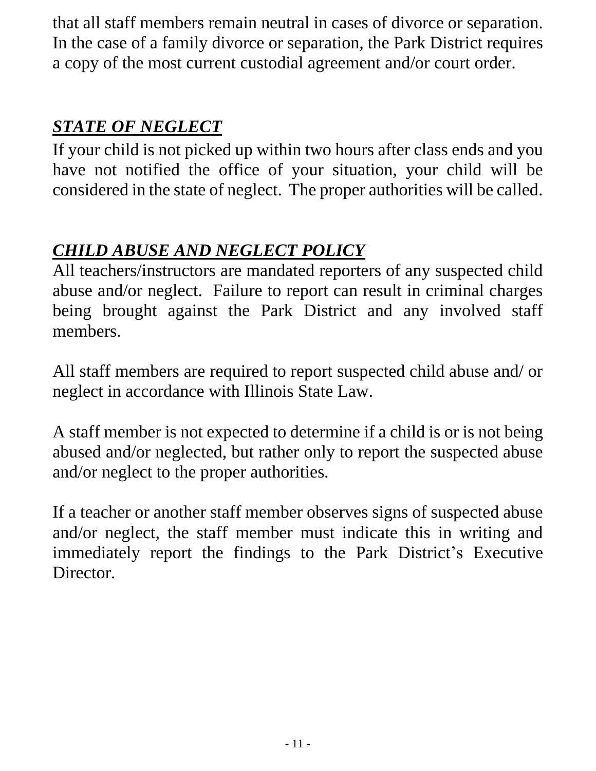that all staff members remain neutral in cases of divorce or separation. In the case of a family divorce or separation, the Park District requires a copy of the most current custodial agreement and/or court order.

## ***STATE OF NEGLECT***

If your child is not picked up within two hours after class ends and you have not notified the office of your situation, your child will be considered in the state of neglect. The proper authorities will be called.

## ***CHILD ABUSE AND NEGLECT POLICY***

All teachers/instructors are mandated reporters of any suspected child abuse and/or neglect. Failure to report can result in criminal charges being brought against the Park District and any involved staff members.

All staff members are required to report suspected child abuse and/ or neglect in accordance with Illinois State Law.

A staff member is not expected to determine if a child is or is not being abused and/or neglected, but rather only to report the suspected abuse and/or neglect to the proper authorities.

If a teacher or another staff member observes signs of suspected abuse and/or neglect, the staff member must indicate this in writing and immediately report the findings to the Park District's Executive Director.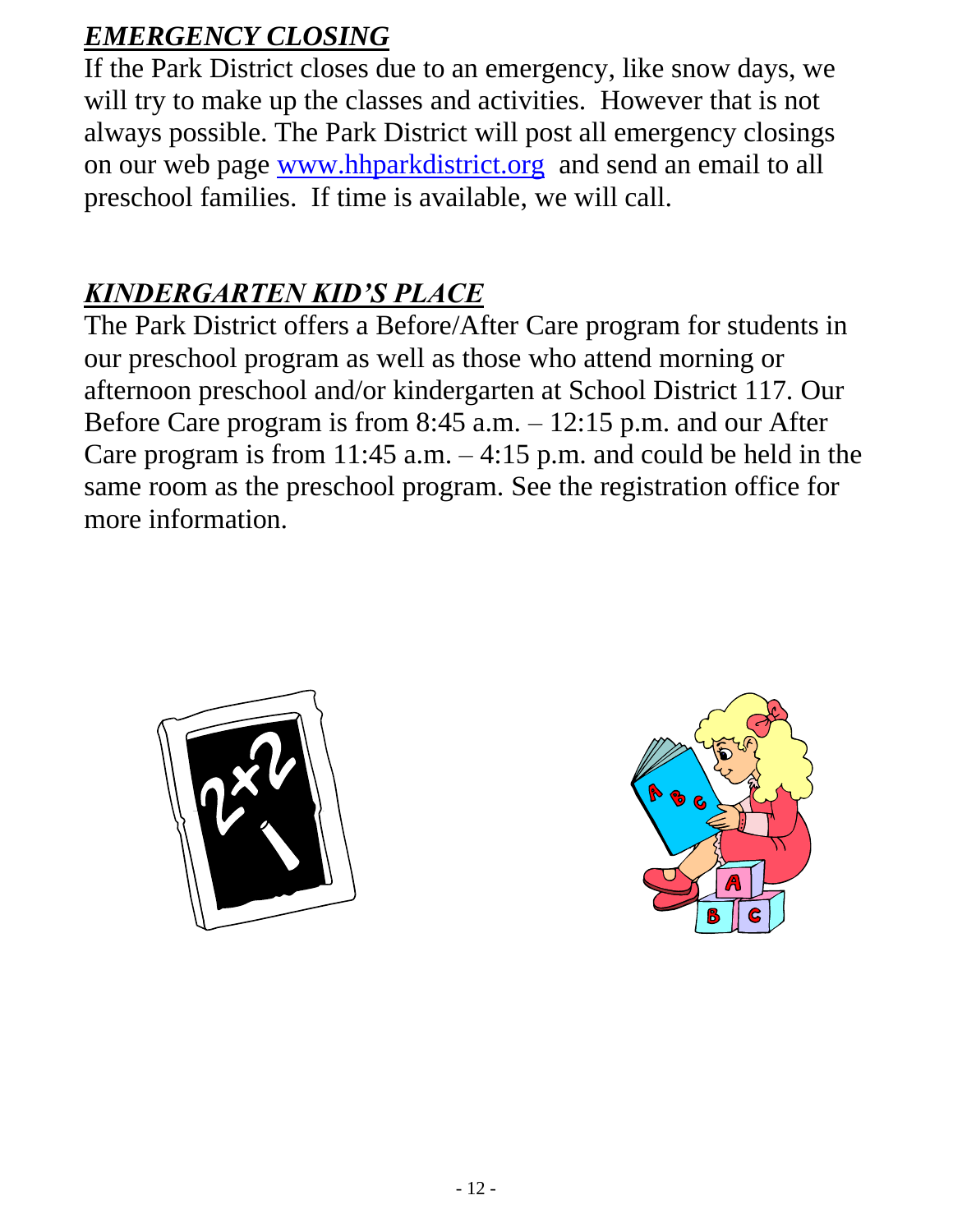## ***EMERGENCY CLOSING***

If the Park District closes due to an emergency, like snow days, we will try to make up the classes and activities. However that is not always possible. The Park District will post all emergency closings on our web page [www.hhparkdistrict.org](http://www.hhparkdistrict.org) and send an email to all preschool families. If time is available, we will call.

## ***KINDERGARTEN KID'S PLACE***

The Park District offers a Before/After Care program for students in our preschool program as well as those who attend morning or afternoon preschool and/or kindergarten at School District 117. Our Before Care program is from 8:45 a.m. – 12:15 p.m. and our After Care program is from 11:45 a.m. – 4:15 p.m. and could be held in the same room as the preschool program. See the registration office for more information.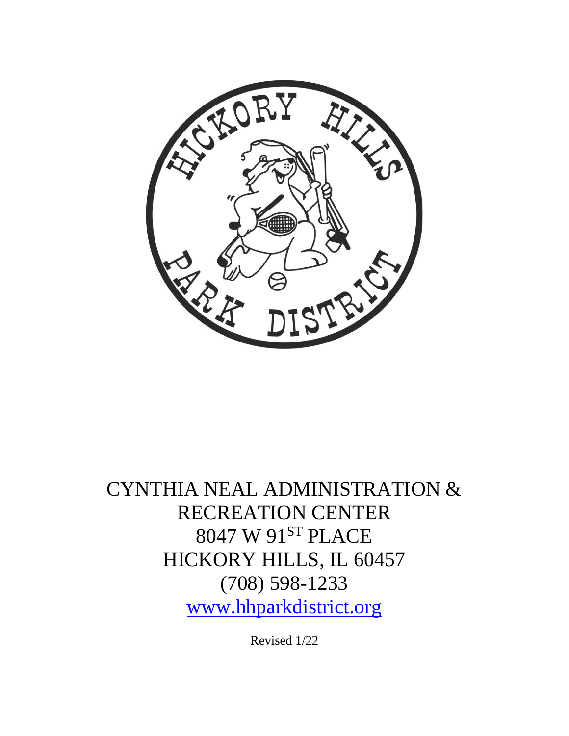CYNTHIA NEAL ADMINISTRATION & RECREATION CENTER

8047 W 91ST PLACE

HICKORY HILLS, IL 60457

(708) 598-1233

[www.hhparkdistrict.org](http://www.hhparkdistrict.org)

Revised 1/22